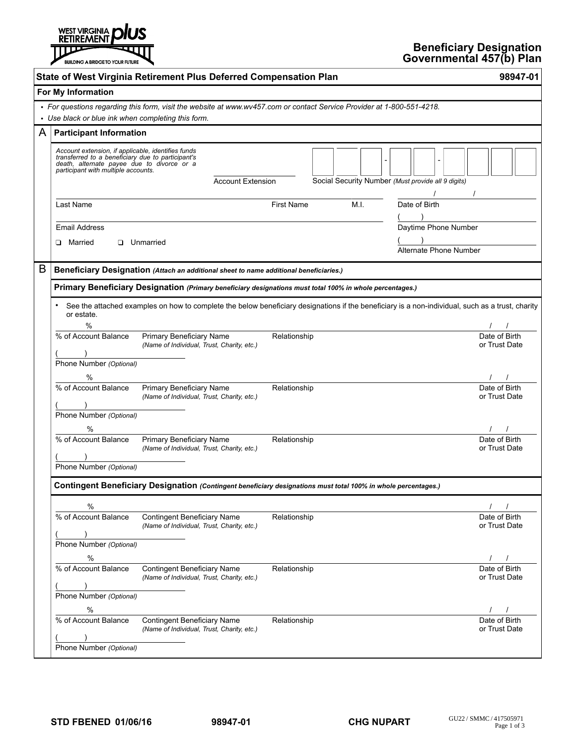WEST VIRGINIA RETIREMENT plus
BUILDING A BRIDGE TO YOUR FUTURE

# Beneficiary Designation Governmental 457(b) Plan

## State of West Virginia Retirement Plus Deferred Compensation Plan — 98947-01

### For My Information

- *For questions regarding this form, visit the website at www.wv457.com or contact Service Provider at 1-800-551-4218.*
- *Use black or blue ink when completing this form.*

## A Participant Information

*Account extension, if applicable, identifies funds transferred to a beneficiary due to participant's death, alternate payee due to divorce or a participant with multiple accounts.*

Account Extension ____________

Social Security Number *(Must provide all 9 digits)* ___ ___ ___ - ___ ___ - ___ ___ ___ ___

Last Name ____________ First Name ____________ M.I. ____ Date of Birth ___/___/___

Email Address ____________ Daytime Phone Number (    ) ____________

❑ Married ❑ Unmarried

Alternate Phone Number (    ) ____________

## B Beneficiary Designation *(Attach an additional sheet to name additional beneficiaries.)*

### Primary Beneficiary Designation *(Primary beneficiary designations must total 100% in whole percentages.)*

- See the attached examples on how to complete the below beneficiary designations if the beneficiary is a non-individual, such as a trust, charity or estate.

____ % of Account Balance | Primary Beneficiary Name *(Name of Individual, Trust, Charity, etc.)* | Relationship | Date of Birth or Trust Date ___/___/___
Phone Number *(Optional)* (    ) ____________

____ % of Account Balance | Primary Beneficiary Name *(Name of Individual, Trust, Charity, etc.)* | Relationship | Date of Birth or Trust Date ___/___/___
Phone Number *(Optional)* (    ) ____________

____ % of Account Balance | Primary Beneficiary Name *(Name of Individual, Trust, Charity, etc.)* | Relationship | Date of Birth or Trust Date ___/___/___
Phone Number *(Optional)* (    ) ____________

### Contingent Beneficiary Designation *(Contingent beneficiary designations must total 100% in whole percentages.)*

____ % of Account Balance | Contingent Beneficiary Name *(Name of Individual, Trust, Charity, etc.)* | Relationship | Date of Birth or Trust Date ___/___/___
Phone Number *(Optional)* (    ) ____________

____ % of Account Balance | Contingent Beneficiary Name *(Name of Individual, Trust, Charity, etc.)* | Relationship | Date of Birth or Trust Date ___/___/___
Phone Number *(Optional)* (    ) ____________

____ % of Account Balance | Contingent Beneficiary Name *(Name of Individual, Trust, Charity, etc.)* | Relationship | Date of Birth or Trust Date ___/___/___
Phone Number *(Optional)* (    ) ____________

STD FBENED 01/06/16 98947-01 CHG NUPART GU22 / SMMC / 417505971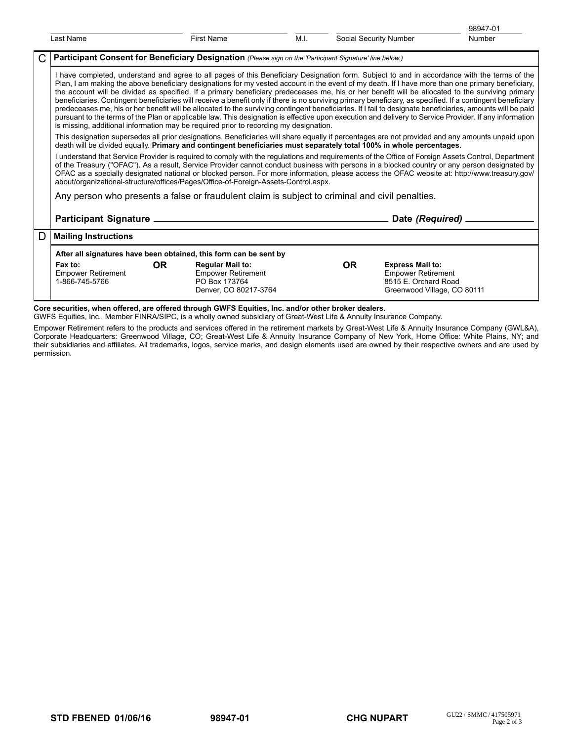| Last Name | First Name | M.I. | Social Security Number | 98947-01 Number |
|---|---|---|---|---|

## C Participant Consent for Beneficiary Designation *(Please sign on the 'Participant Signature' line below.)*

I have completed, understand and agree to all pages of this Beneficiary Designation form. Subject to and in accordance with the terms of the Plan, I am making the above beneficiary designations for my vested account in the event of my death. If I have more than one primary beneficiary, the account will be divided as specified. If a primary beneficiary predeceases me, his or her benefit will be allocated to the surviving primary beneficiaries. Contingent beneficiaries will receive a benefit only if there is no surviving primary beneficiary, as specified. If a contingent beneficiary predeceases me, his or her benefit will be allocated to the surviving contingent beneficiaries. If I fail to designate beneficiaries, amounts will be paid pursuant to the terms of the Plan or applicable law. This designation is effective upon execution and delivery to Service Provider. If any information is missing, additional information may be required prior to recording my designation.

This designation supersedes all prior designations. Beneficiaries will share equally if percentages are not provided and any amounts unpaid upon death will be divided equally. **Primary and contingent beneficiaries must separately total 100% in whole percentages.**

I understand that Service Provider is required to comply with the regulations and requirements of the Office of Foreign Assets Control, Department of the Treasury ("OFAC"). As a result, Service Provider cannot conduct business with persons in a blocked country or any person designated by OFAC as a specially designated national or blocked person. For more information, please access the OFAC website at: http://www.treasury.gov/about/organizational-structure/offices/Pages/Office-of-Foreign-Assets-Control.aspx.

Any person who presents a false or fraudulent claim is subject to criminal and civil penalties.

**Participant Signature** ______________________________ **Date *(Required)*** ______________

## D Mailing Instructions

**After all signatures have been obtained, this form can be sent by**

| **Fax to:** | | **Regular Mail to:** | | **Express Mail to:** |
|---|---|---|---|---|
| Empower Retirement<br>1-866-745-5766 | **OR** | Empower Retirement<br>PO Box 173764<br>Denver, CO 80217-3764 | **OR** | Empower Retirement<br>8515 E. Orchard Road<br>Greenwood Village, CO 80111 |

**Core securities, when offered, are offered through GWFS Equities, Inc. and/or other broker dealers.**
GWFS Equities, Inc., Member FINRA/SIPC, is a wholly owned subsidiary of Great-West Life & Annuity Insurance Company.

Empower Retirement refers to the products and services offered in the retirement markets by Great-West Life & Annuity Insurance Company (GWL&A), Corporate Headquarters: Greenwood Village, CO; Great-West Life & Annuity Insurance Company of New York, Home Office: White Plains, NY; and their subsidiaries and affiliates. All trademarks, logos, service marks, and design elements used are owned by their respective owners and are used by permission.

**STD FBENED 01/06/16** **98947-01** **CHG NUPART** GU22 / SMMC / 417505971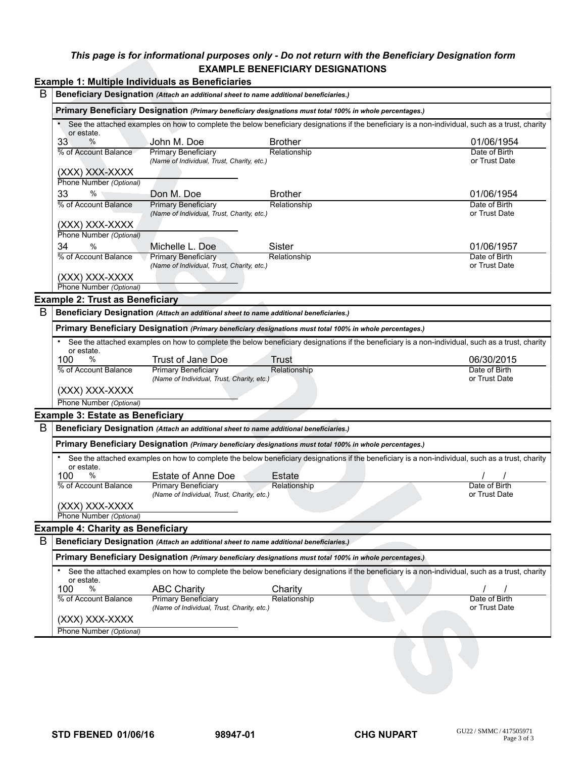***This page is for informational purposes only - Do not return with the Beneficiary Designation form***

**EXAMPLE BENEFICIARY DESIGNATIONS**

**Example 1: Multiple Individuals as Beneficiaries**

**B** | **Beneficiary Designation** *(Attach an additional sheet to name additional beneficiaries.)*

**Primary Beneficiary Designation** *(Primary beneficiary designations must total 100% in whole percentages.)*

- See the attached examples on how to complete the below beneficiary designations if the beneficiary is a non-individual, such as a trust, charity or estate.

| % of Account Balance | Primary Beneficiary *(Name of Individual, Trust, Charity, etc.)* | Relationship | Date of Birth or Trust Date | Phone Number *(Optional)* |
|---|---|---|---|---|
| 33 % | John M. Doe | Brother | 01/06/1954 | (XXX) XXX-XXXX |
| 33 % | Don M. Doe | Brother | 01/06/1954 | (XXX) XXX-XXXX |
| 34 % | Michelle L. Doe | Sister | 01/06/1957 | (XXX) XXX-XXXX |

**Example 2: Trust as Beneficiary**

**B** | **Beneficiary Designation** *(Attach an additional sheet to name additional beneficiaries.)*

**Primary Beneficiary Designation** *(Primary beneficiary designations must total 100% in whole percentages.)*

- See the attached examples on how to complete the below beneficiary designations if the beneficiary is a non-individual, such as a trust, charity or estate.

| % of Account Balance | Primary Beneficiary *(Name of Individual, Trust, Charity, etc.)* | Relationship | Date of Birth or Trust Date | Phone Number *(Optional)* |
|---|---|---|---|---|
| 100 % | Trust of Jane Doe | Trust | 06/30/2015 | (XXX) XXX-XXXX |

**Example 3: Estate as Beneficiary**

**B** | **Beneficiary Designation** *(Attach an additional sheet to name additional beneficiaries.)*

**Primary Beneficiary Designation** *(Primary beneficiary designations must total 100% in whole percentages.)*

- See the attached examples on how to complete the below beneficiary designations if the beneficiary is a non-individual, such as a trust, charity or estate.

| % of Account Balance | Primary Beneficiary *(Name of Individual, Trust, Charity, etc.)* | Relationship | Date of Birth or Trust Date | Phone Number *(Optional)* |
|---|---|---|---|---|
| 100 % | Estate of Anne Doe | Estate | / / | (XXX) XXX-XXXX |

**Example 4: Charity as Beneficiary**

**B** | **Beneficiary Designation** *(Attach an additional sheet to name additional beneficiaries.)*

**Primary Beneficiary Designation** *(Primary beneficiary designations must total 100% in whole percentages.)*

- See the attached examples on how to complete the below beneficiary designations if the beneficiary is a non-individual, such as a trust, charity or estate.

| % of Account Balance | Primary Beneficiary *(Name of Individual, Trust, Charity, etc.)* | Relationship | Date of Birth or Trust Date | Phone Number *(Optional)* |
|---|---|---|---|---|
| 100 % | ABC Charity | Charity | / / | (XXX) XXX-XXXX |

**STD FBENED 01/06/16** **98947-01** **CHG NUPART** GU22 / SMMC / 417505971